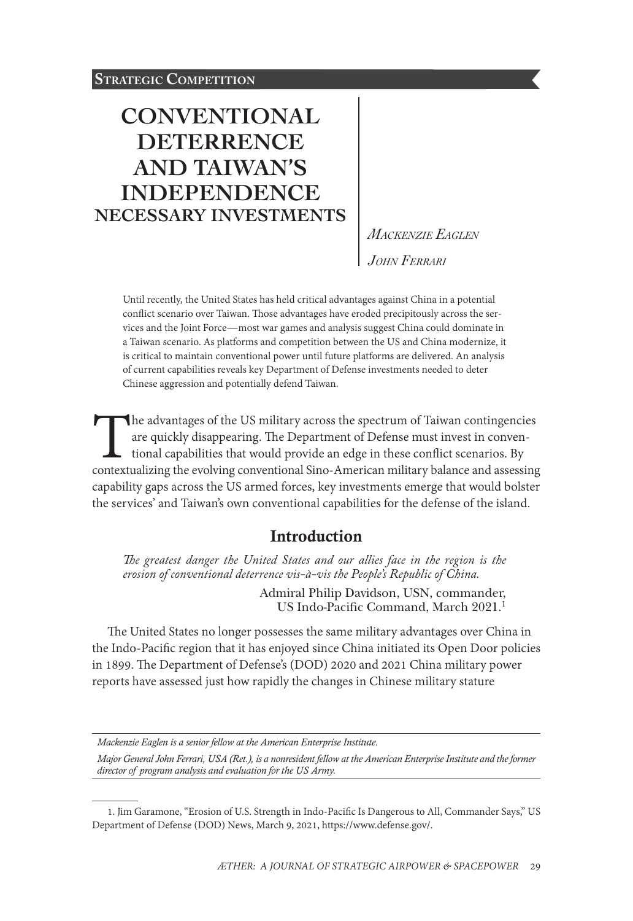**Strategic Competition**

# CONVENTIONAL DETERRENCE AND TAIWAN'S INDEPENDENCE

## NECESSARY INVESTMENTS

*Mackenzie Eaglen*

*John Ferrari*

Until recently, the United States has held critical advantages against China in a potential conflict scenario over Taiwan. Those advantages have eroded precipitously across the services and the Joint Force—most war games and analysis suggest China could dominate in a Taiwan scenario. As platforms and competition between the US and China modernize, it is critical to maintain conventional power until future platforms are delivered. An analysis of current capabilities reveals key Department of Defense investments needed to deter Chinese aggression and potentially defend Taiwan.

The advantages of the US military across the spectrum of Taiwan contingencies are quickly disappearing. The Department of Defense must invest in conventional capabilities that would provide an edge in these conflict scenarios. By contextualizing the evolving conventional Sino-American military balance and assessing capability gaps across the US armed forces, key investments emerge that would bolster the services' and Taiwan's own conventional capabilities for the defense of the island.

## Introduction

> *The greatest danger the United States and our allies face in the region is the erosion of conventional deterrence vis-à-vis the People's Republic of China.*
>
> Admiral Philip Davidson, USN, commander, US Indo-Pacific Command, March 2021.[1]

The United States no longer possesses the same military advantages over China in the Indo-Pacific region that it has enjoyed since China initiated its Open Door policies in 1899. The Department of Defense's (DOD) 2020 and 2021 China military power reports have assessed just how rapidly the changes in Chinese military stature

*Mackenzie Eaglen is a senior fellow at the American Enterprise Institute.*

*Major General John Ferrari, USA (Ret.), is a nonresident fellow at the American Enterprise Institute and the former director of program analysis and evaluation for the US Army.*

1. Jim Garamone, "Erosion of U.S. Strength in Indo-Pacific Is Dangerous to All, Commander Says," US Department of Defense (DOD) News, March 9, 2021, https://www.defense.gov/.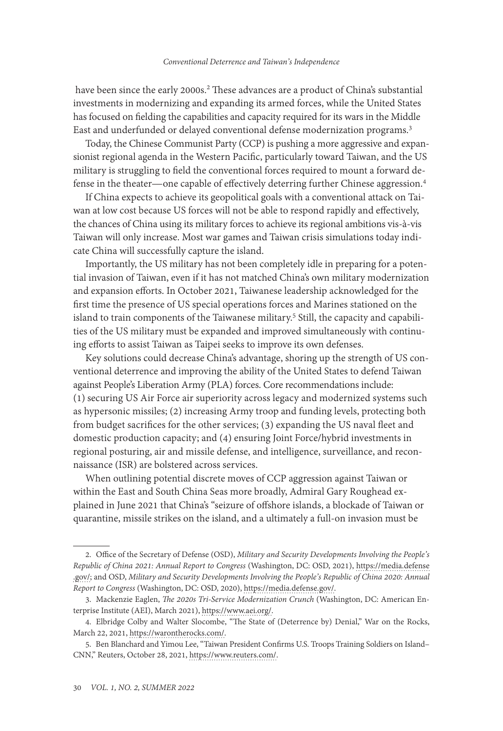have been since the early 2000s.[2] These advances are a product of China's substantial investments in modernizing and expanding its armed forces, while the United States has focused on fielding the capabilities and capacity required for its wars in the Middle East and underfunded or delayed conventional defense modernization programs.[3]

Today, the Chinese Communist Party (CCP) is pushing a more aggressive and expansionist regional agenda in the Western Pacific, particularly toward Taiwan, and the US military is struggling to field the conventional forces required to mount a forward defense in the theater—one capable of effectively deterring further Chinese aggression.[4]

If China expects to achieve its geopolitical goals with a conventional attack on Taiwan at low cost because US forces will not be able to respond rapidly and effectively, the chances of China using its military forces to achieve its regional ambitions vis-à-vis Taiwan will only increase. Most war games and Taiwan crisis simulations today indicate China will successfully capture the island.

Importantly, the US military has not been completely idle in preparing for a potential invasion of Taiwan, even if it has not matched China's own military modernization and expansion efforts. In October 2021, Taiwanese leadership acknowledged for the first time the presence of US special operations forces and Marines stationed on the island to train components of the Taiwanese military.[5] Still, the capacity and capabilities of the US military must be expanded and improved simultaneously with continuing efforts to assist Taiwan as Taipei seeks to improve its own defenses.

Key solutions could decrease China's advantage, shoring up the strength of US conventional deterrence and improving the ability of the United States to defend Taiwan against People's Liberation Army (PLA) forces. Core recommendations include: (1) securing US Air Force air superiority across legacy and modernized systems such as hypersonic missiles; (2) increasing Army troop and funding levels, protecting both from budget sacrifices for the other services; (3) expanding the US naval fleet and domestic production capacity; and (4) ensuring Joint Force/hybrid investments in regional posturing, air and missile defense, and intelligence, surveillance, and reconnaissance (ISR) are bolstered across services.

When outlining potential discrete moves of CCP aggression against Taiwan or within the East and South China Seas more broadly, Admiral Gary Roughead explained in June 2021 that China's "seizure of offshore islands, a blockade of Taiwan or quarantine, missile strikes on the island, and a ultimately a full-on invasion must be

---

2. Office of the Secretary of Defense (OSD), *Military and Security Developments Involving the People's Republic of China 2021: Annual Report to Congress* (Washington, DC: OSD, 2021), https://media.defense.gov/; and OSD, *Military and Security Developments Involving the People's Republic of China 2020: Annual Report to Congress* (Washington, DC: OSD, 2020), https://media.defense.gov/.

3. Mackenzie Eaglen, *The 2020s Tri-Service Modernization Crunch* (Washington, DC: American Enterprise Institute (AEI), March 2021), https://www.aei.org/.

4. Elbridge Colby and Walter Slocombe, "The State of (Deterrence by) Denial," War on the Rocks, March 22, 2021, https://warontherocks.com/.

5. Ben Blanchard and Yimou Lee, "Taiwan President Confirms U.S. Troops Training Soldiers on Island–CNN," Reuters, October 28, 2021, https://www.reuters.com/.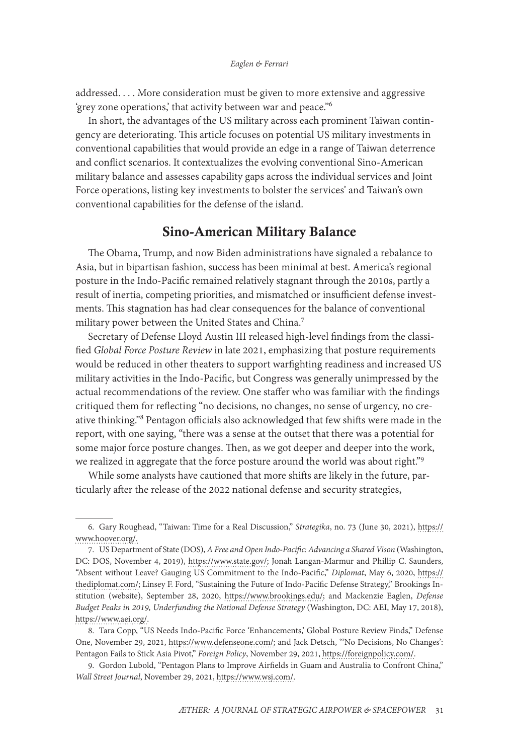addressed. . . . More consideration must be given to more extensive and aggressive 'grey zone operations,' that activity between war and peace."[6]

In short, the advantages of the US military across each prominent Taiwan contingency are deteriorating. This article focuses on potential US military investments in conventional capabilities that would provide an edge in a range of Taiwan deterrence and conflict scenarios. It contextualizes the evolving conventional Sino-American military balance and assesses capability gaps across the individual services and Joint Force operations, listing key investments to bolster the services' and Taiwan's own conventional capabilities for the defense of the island.

## Sino-American Military Balance

The Obama, Trump, and now Biden administrations have signaled a rebalance to Asia, but in bipartisan fashion, success has been minimal at best. America's regional posture in the Indo-Pacific remained relatively stagnant through the 2010s, partly a result of inertia, competing priorities, and mismatched or insufficient defense investments. This stagnation has had clear consequences for the balance of conventional military power between the United States and China.[7]

Secretary of Defense Lloyd Austin III released high-level findings from the classified *Global Force Posture Review* in late 2021, emphasizing that posture requirements would be reduced in other theaters to support warfighting readiness and increased US military activities in the Indo-Pacific, but Congress was generally unimpressed by the actual recommendations of the review. One staffer who was familiar with the findings critiqued them for reflecting "no decisions, no changes, no sense of urgency, no creative thinking."[8] Pentagon officials also acknowledged that few shifts were made in the report, with one saying, "there was a sense at the outset that there was a potential for some major force posture changes. Then, as we got deeper and deeper into the work, we realized in aggregate that the force posture around the world was about right."[9]

While some analysts have cautioned that more shifts are likely in the future, particularly after the release of the 2022 national defense and security strategies,

---

6. Gary Roughead, "Taiwan: Time for a Real Discussion," *Strategika*, no. 73 (June 30, 2021), https://www.hoover.org/.

7. US Department of State (DOS), *A Free and Open Indo-Pacific: Advancing a Shared Vison* (Washington, DC: DOS, November 4, 2019), https://www.state.gov/; Jonah Langan-Marmur and Phillip C. Saunders, "Absent without Leave? Gauging US Commitment to the Indo-Pacific," *Diplomat*, May 6, 2020, https://thediplomat.com/; Linsey F. Ford, "Sustaining the Future of Indo-Pacific Defense Strategy," Brookings Institution (website), September 28, 2020, https://www.brookings.edu/; and Mackenzie Eaglen, *Defense Budget Peaks in 2019, Underfunding the National Defense Strategy* (Washington, DC: AEI, May 17, 2018), https://www.aei.org/.

8. Tara Copp, "US Needs Indo-Pacific Force 'Enhancements,' Global Posture Review Finds," Defense One, November 29, 2021, https://www.defenseone.com/; and Jack Detsch, "'No Decisions, No Changes': Pentagon Fails to Stick Asia Pivot," *Foreign Policy*, November 29, 2021, https://foreignpolicy.com/.

9. Gordon Lubold, "Pentagon Plans to Improve Airfields in Guam and Australia to Confront China," *Wall Street Journal*, November 29, 2021, https://www.wsj.com/.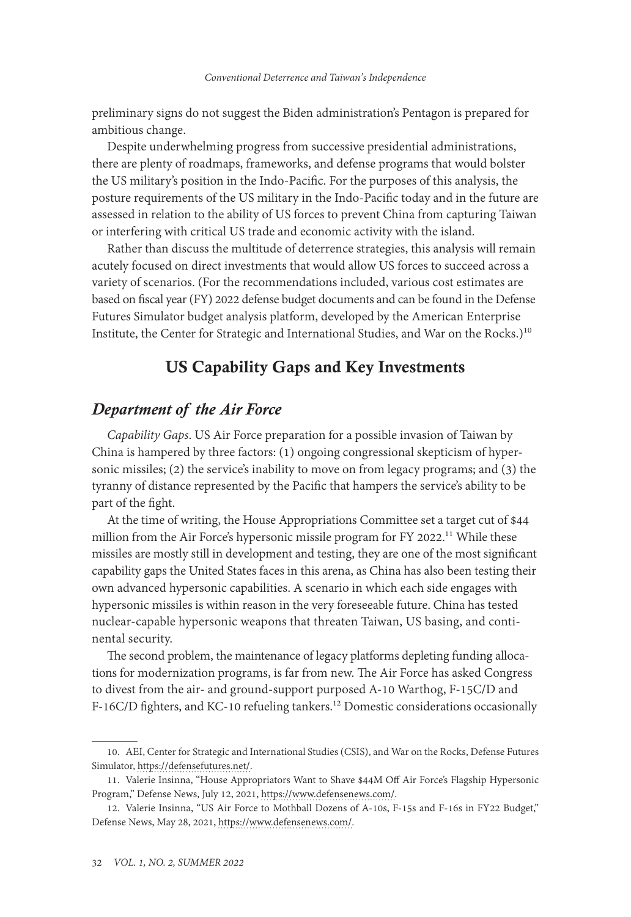preliminary signs do not suggest the Biden administration's Pentagon is prepared for ambitious change.

Despite underwhelming progress from successive presidential administrations, there are plenty of roadmaps, frameworks, and defense programs that would bolster the US military's position in the Indo-Pacific. For the purposes of this analysis, the posture requirements of the US military in the Indo-Pacific today and in the future are assessed in relation to the ability of US forces to prevent China from capturing Taiwan or interfering with critical US trade and economic activity with the island.

Rather than discuss the multitude of deterrence strategies, this analysis will remain acutely focused on direct investments that would allow US forces to succeed across a variety of scenarios. (For the recommendations included, various cost estimates are based on fiscal year (FY) 2022 defense budget documents and can be found in the Defense Futures Simulator budget analysis platform, developed by the American Enterprise Institute, the Center for Strategic and International Studies, and War on the Rocks.)[10]

## US Capability Gaps and Key Investments

### *Department of the Air Force*

*Capability Gaps*. US Air Force preparation for a possible invasion of Taiwan by China is hampered by three factors: (1) ongoing congressional skepticism of hypersonic missiles; (2) the service's inability to move on from legacy programs; and (3) the tyranny of distance represented by the Pacific that hampers the service's ability to be part of the fight.

At the time of writing, the House Appropriations Committee set a target cut of $44 million from the Air Force's hypersonic missile program for FY 2022.[11] While these missiles are mostly still in development and testing, they are one of the most significant capability gaps the United States faces in this arena, as China has also been testing their own advanced hypersonic capabilities. A scenario in which each side engages with hypersonic missiles is within reason in the very foreseeable future. China has tested nuclear-capable hypersonic weapons that threaten Taiwan, US basing, and continental security.

The second problem, the maintenance of legacy platforms depleting funding allocations for modernization programs, is far from new. The Air Force has asked Congress to divest from the air- and ground-support purposed A-10 Warthog, F-15C/D and F-16C/D fighters, and KC-10 refueling tankers.[12] Domestic considerations occasionally

---

10. AEI, Center for Strategic and International Studies (CSIS), and War on the Rocks, Defense Futures Simulator, https://defensefutures.net/.

11. Valerie Insinna, "House Appropriators Want to Shave $44M Off Air Force's Flagship Hypersonic Program," Defense News, July 12, 2021, https://www.defensenews.com/.

12. Valerie Insinna, "US Air Force to Mothball Dozens of A-10s, F-15s and F-16s in FY22 Budget," Defense News, May 28, 2021, https://www.defensenews.com/.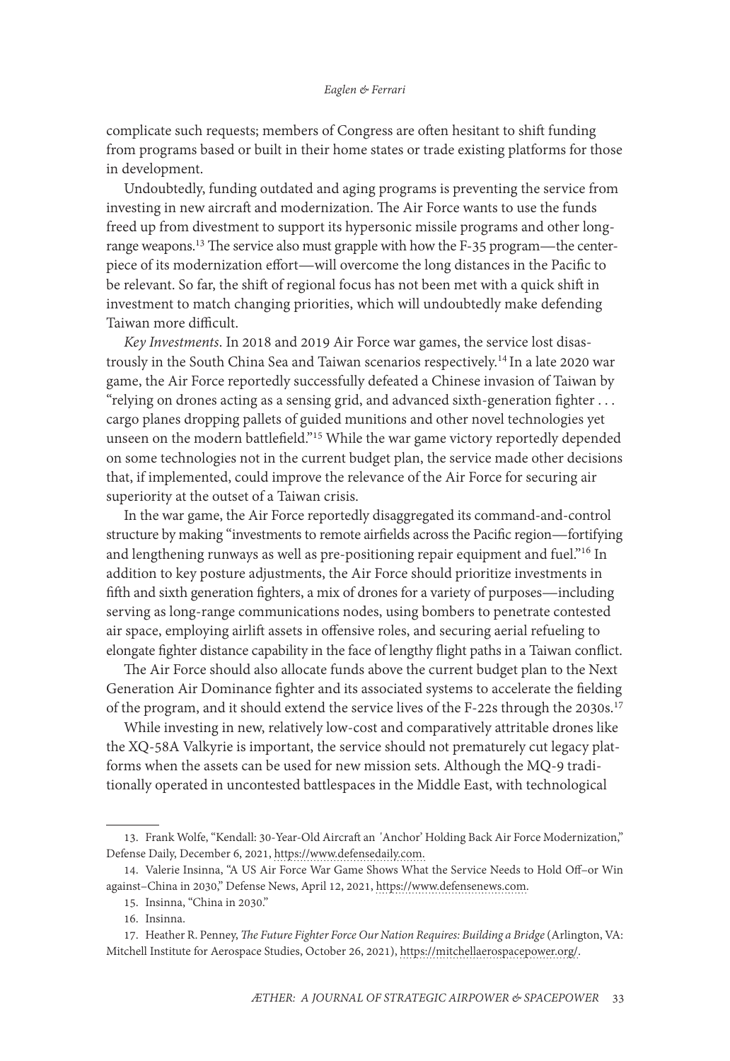complicate such requests; members of Congress are often hesitant to shift funding from programs based or built in their home states or trade existing platforms for those in development.

Undoubtedly, funding outdated and aging programs is preventing the service from investing in new aircraft and modernization. The Air Force wants to use the funds freed up from divestment to support its hypersonic missile programs and other long-range weapons.[13] The service also must grapple with how the F-35 program—the centerpiece of its modernization effort—will overcome the long distances in the Pacific to be relevant. So far, the shift of regional focus has not been met with a quick shift in investment to match changing priorities, which will undoubtedly make defending Taiwan more difficult.

*Key Investments*. In 2018 and 2019 Air Force war games, the service lost disastrously in the South China Sea and Taiwan scenarios respectively.[14] In a late 2020 war game, the Air Force reportedly successfully defeated a Chinese invasion of Taiwan by "relying on drones acting as a sensing grid, and advanced sixth-generation fighter . . . cargo planes dropping pallets of guided munitions and other novel technologies yet unseen on the modern battlefield."[15] While the war game victory reportedly depended on some technologies not in the current budget plan, the service made other decisions that, if implemented, could improve the relevance of the Air Force for securing air superiority at the outset of a Taiwan crisis.

In the war game, the Air Force reportedly disaggregated its command-and-control structure by making "investments to remote airfields across the Pacific region—fortifying and lengthening runways as well as pre-positioning repair equipment and fuel."[16] In addition to key posture adjustments, the Air Force should prioritize investments in fifth and sixth generation fighters, a mix of drones for a variety of purposes—including serving as long-range communications nodes, using bombers to penetrate contested air space, employing airlift assets in offensive roles, and securing aerial refueling to elongate fighter distance capability in the face of lengthy flight paths in a Taiwan conflict.

The Air Force should also allocate funds above the current budget plan to the Next Generation Air Dominance fighter and its associated systems to accelerate the fielding of the program, and it should extend the service lives of the F-22s through the 2030s.[17]

While investing in new, relatively low-cost and comparatively attritable drones like the XQ-58A Valkyrie is important, the service should not prematurely cut legacy platforms when the assets can be used for new mission sets. Although the MQ-9 traditionally operated in uncontested battlespaces in the Middle East, with technological

---

13. Frank Wolfe, "Kendall: 30-Year-Old Aircraft an 'Anchor' Holding Back Air Force Modernization," Defense Daily, December 6, 2021, https://www.defensedaily.com.

14. Valerie Insinna, "A US Air Force War Game Shows What the Service Needs to Hold Off–or Win against–China in 2030," Defense News, April 12, 2021, https://www.defensenews.com.

15. Insinna, "China in 2030."

16. Insinna.

17. Heather R. Penney, *The Future Fighter Force Our Nation Requires: Building a Bridge* (Arlington, VA: Mitchell Institute for Aerospace Studies, October 26, 2021), https://mitchellaerospacepower.org/.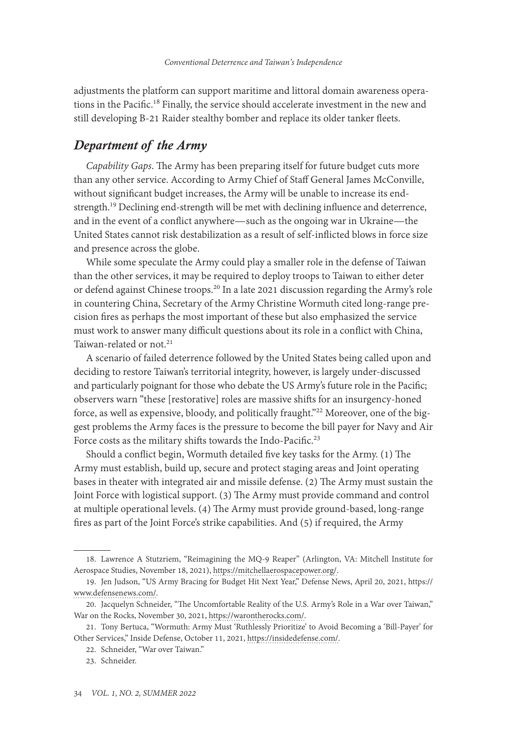adjustments the platform can support maritime and littoral domain awareness operations in the Pacific.[18] Finally, the service should accelerate investment in the new and still developing B-21 Raider stealthy bomber and replace its older tanker fleets.

## *Department of the Army*

*Capability Gaps*. The Army has been preparing itself for future budget cuts more than any other service. According to Army Chief of Staff General James McConville, without significant budget increases, the Army will be unable to increase its end-strength.[19] Declining end-strength will be met with declining influence and deterrence, and in the event of a conflict anywhere—such as the ongoing war in Ukraine—the United States cannot risk destabilization as a result of self-inflicted blows in force size and presence across the globe.

While some speculate the Army could play a smaller role in the defense of Taiwan than the other services, it may be required to deploy troops to Taiwan to either deter or defend against Chinese troops.[20] In a late 2021 discussion regarding the Army's role in countering China, Secretary of the Army Christine Wormuth cited long-range precision fires as perhaps the most important of these but also emphasized the service must work to answer many difficult questions about its role in a conflict with China, Taiwan-related or not.[21]

A scenario of failed deterrence followed by the United States being called upon and deciding to restore Taiwan's territorial integrity, however, is largely under-discussed and particularly poignant for those who debate the US Army's future role in the Pacific; observers warn "these [restorative] roles are massive shifts for an insurgency-honed force, as well as expensive, bloody, and politically fraught."[22] Moreover, one of the biggest problems the Army faces is the pressure to become the bill payer for Navy and Air Force costs as the military shifts towards the Indo-Pacific.[23]

Should a conflict begin, Wormuth detailed five key tasks for the Army. (1) The Army must establish, build up, secure and protect staging areas and Joint operating bases in theater with integrated air and missile defense. (2) The Army must sustain the Joint Force with logistical support. (3) The Army must provide command and control at multiple operational levels. (4) The Army must provide ground-based, long-range fires as part of the Joint Force's strike capabilities. And (5) if required, the Army

---

18. Lawrence A Stutzriem, "Reimagining the MQ-9 Reaper" (Arlington, VA: Mitchell Institute for Aerospace Studies, November 18, 2021), https://mitchellaerospacepower.org/.

19. Jen Judson, "US Army Bracing for Budget Hit Next Year," Defense News, April 20, 2021, https://www.defensenews.com/.

20. Jacquelyn Schneider, "The Uncomfortable Reality of the U.S. Army's Role in a War over Taiwan," War on the Rocks, November 30, 2021, https://warontherocks.com/.

21. Tony Bertuca, "Wormuth: Army Must 'Ruthlessly Prioritize' to Avoid Becoming a 'Bill-Payer' for Other Services," Inside Defense, October 11, 2021, https://insidedefense.com/.

22. Schneider, "War over Taiwan."

23. Schneider.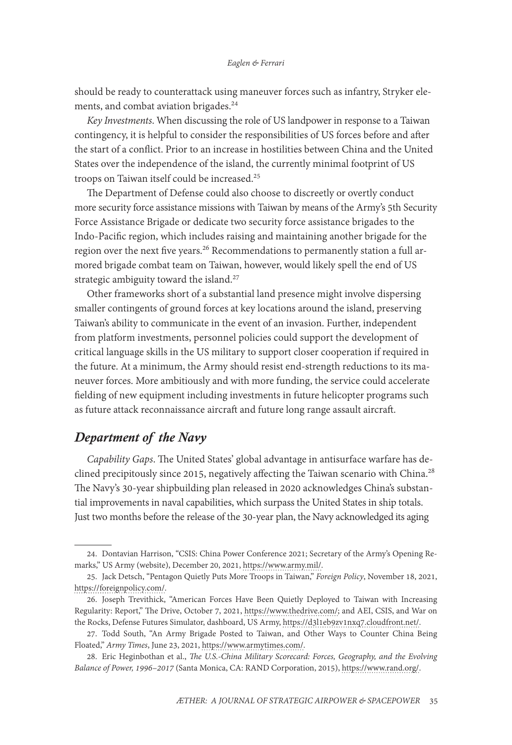should be ready to counterattack using maneuver forces such as infantry, Stryker elements, and combat aviation brigades.[24]

*Key Investments*. When discussing the role of US landpower in response to a Taiwan contingency, it is helpful to consider the responsibilities of US forces before and after the start of a conflict. Prior to an increase in hostilities between China and the United States over the independence of the island, the currently minimal footprint of US troops on Taiwan itself could be increased.[25]

The Department of Defense could also choose to discreetly or overtly conduct more security force assistance missions with Taiwan by means of the Army's 5th Security Force Assistance Brigade or dedicate two security force assistance brigades to the Indo-Pacific region, which includes raising and maintaining another brigade for the region over the next five years.[26] Recommendations to permanently station a full armored brigade combat team on Taiwan, however, would likely spell the end of US strategic ambiguity toward the island.[27]

Other frameworks short of a substantial land presence might involve dispersing smaller contingents of ground forces at key locations around the island, preserving Taiwan's ability to communicate in the event of an invasion. Further, independent from platform investments, personnel policies could support the development of critical language skills in the US military to support closer cooperation if required in the future. At a minimum, the Army should resist end-strength reductions to its maneuver forces. More ambitiously and with more funding, the service could accelerate fielding of new equipment including investments in future helicopter programs such as future attack reconnaissance aircraft and future long range assault aircraft.

## *Department of the Navy*

*Capability Gaps*. The United States' global advantage in antisurface warfare has declined precipitously since 2015, negatively affecting the Taiwan scenario with China.[28] The Navy's 30-year shipbuilding plan released in 2020 acknowledges China's substantial improvements in naval capabilities, which surpass the United States in ship totals. Just two months before the release of the 30-year plan, the Navy acknowledged its aging

---

24. Dontavian Harrison, "CSIS: China Power Conference 2021; Secretary of the Army's Opening Remarks," US Army (website), December 20, 2021, https://www.army.mil/.

25. Jack Detsch, "Pentagon Quietly Puts More Troops in Taiwan," *Foreign Policy*, November 18, 2021, https://foreignpolicy.com/.

26. Joseph Trevithick, "American Forces Have Been Quietly Deployed to Taiwan with Increasing Regularity: Report," The Drive, October 7, 2021, https://www.thedrive.com/; and AEI, CSIS, and War on the Rocks, Defense Futures Simulator, dashboard, US Army, https://d3l1eb9zv1nxq7.cloudfront.net/.

27. Todd South, "An Army Brigade Posted to Taiwan, and Other Ways to Counter China Being Floated," *Army Times*, June 23, 2021, https://www.armytimes.com/.

28. Eric Heginbothan et al., *The U.S.-China Military Scorecard: Forces, Geography, and the Evolving Balance of Power, 1996–2017* (Santa Monica, CA: RAND Corporation, 2015), https://www.rand.org/.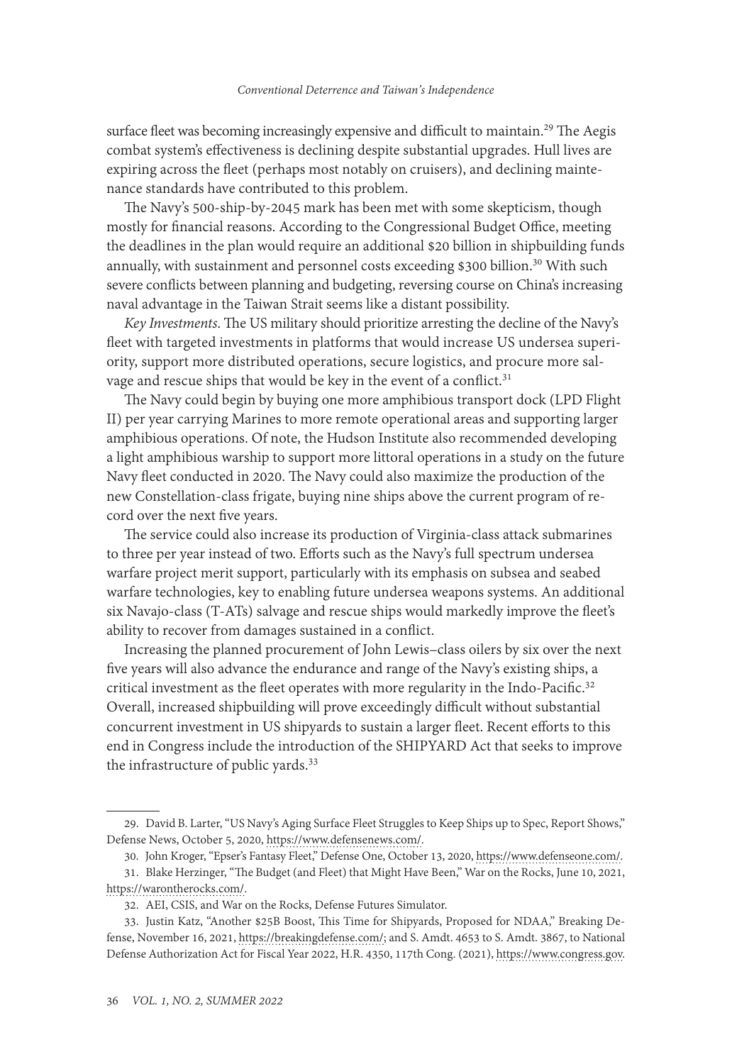surface fleet was becoming increasingly expensive and difficult to maintain.[29] The Aegis combat system's effectiveness is declining despite substantial upgrades. Hull lives are expiring across the fleet (perhaps most notably on cruisers), and declining maintenance standards have contributed to this problem.

The Navy's 500-ship-by-2045 mark has been met with some skepticism, though mostly for financial reasons. According to the Congressional Budget Office, meeting the deadlines in the plan would require an additional $20 billion in shipbuilding funds annually, with sustainment and personnel costs exceeding $300 billion.[30] With such severe conflicts between planning and budgeting, reversing course on China's increasing naval advantage in the Taiwan Strait seems like a distant possibility.

*Key Investments*. The US military should prioritize arresting the decline of the Navy's fleet with targeted investments in platforms that would increase US undersea superiority, support more distributed operations, secure logistics, and procure more salvage and rescue ships that would be key in the event of a conflict.[31]

The Navy could begin by buying one more amphibious transport dock (LPD Flight II) per year carrying Marines to more remote operational areas and supporting larger amphibious operations. Of note, the Hudson Institute also recommended developing a light amphibious warship to support more littoral operations in a study on the future Navy fleet conducted in 2020. The Navy could also maximize the production of the new Constellation-class frigate, buying nine ships above the current program of record over the next five years.

The service could also increase its production of Virginia-class attack submarines to three per year instead of two. Efforts such as the Navy's full spectrum undersea warfare project merit support, particularly with its emphasis on subsea and seabed warfare technologies, key to enabling future undersea weapons systems. An additional six Navajo-class (T-ATs) salvage and rescue ships would markedly improve the fleet's ability to recover from damages sustained in a conflict.

Increasing the planned procurement of John Lewis–class oilers by six over the next five years will also advance the endurance and range of the Navy's existing ships, a critical investment as the fleet operates with more regularity in the Indo-Pacific.[32] Overall, increased shipbuilding will prove exceedingly difficult without substantial concurrent investment in US shipyards to sustain a larger fleet. Recent efforts to this end in Congress include the introduction of the SHIPYARD Act that seeks to improve the infrastructure of public yards.[33]

---

29. David B. Larter, "US Navy's Aging Surface Fleet Struggles to Keep Ships up to Spec, Report Shows," Defense News, October 5, 2020, https://www.defensenews.com/.

30. John Kroger, "Epser's Fantasy Fleet," Defense One, October 13, 2020, https://www.defenseone.com/.

31. Blake Herzinger, "The Budget (and Fleet) that Might Have Been," War on the Rocks, June 10, 2021, https://warontherocks.com/.

32. AEI, CSIS, and War on the Rocks, Defense Futures Simulator.

33. Justin Katz, "Another $25B Boost, This Time for Shipyards, Proposed for NDAA," Breaking Defense, November 16, 2021, https://breakingdefense.com/; and S. Amdt. 4653 to S. Amdt. 3867, to National Defense Authorization Act for Fiscal Year 2022, H.R. 4350, 117th Cong. (2021), https://www.congress.gov.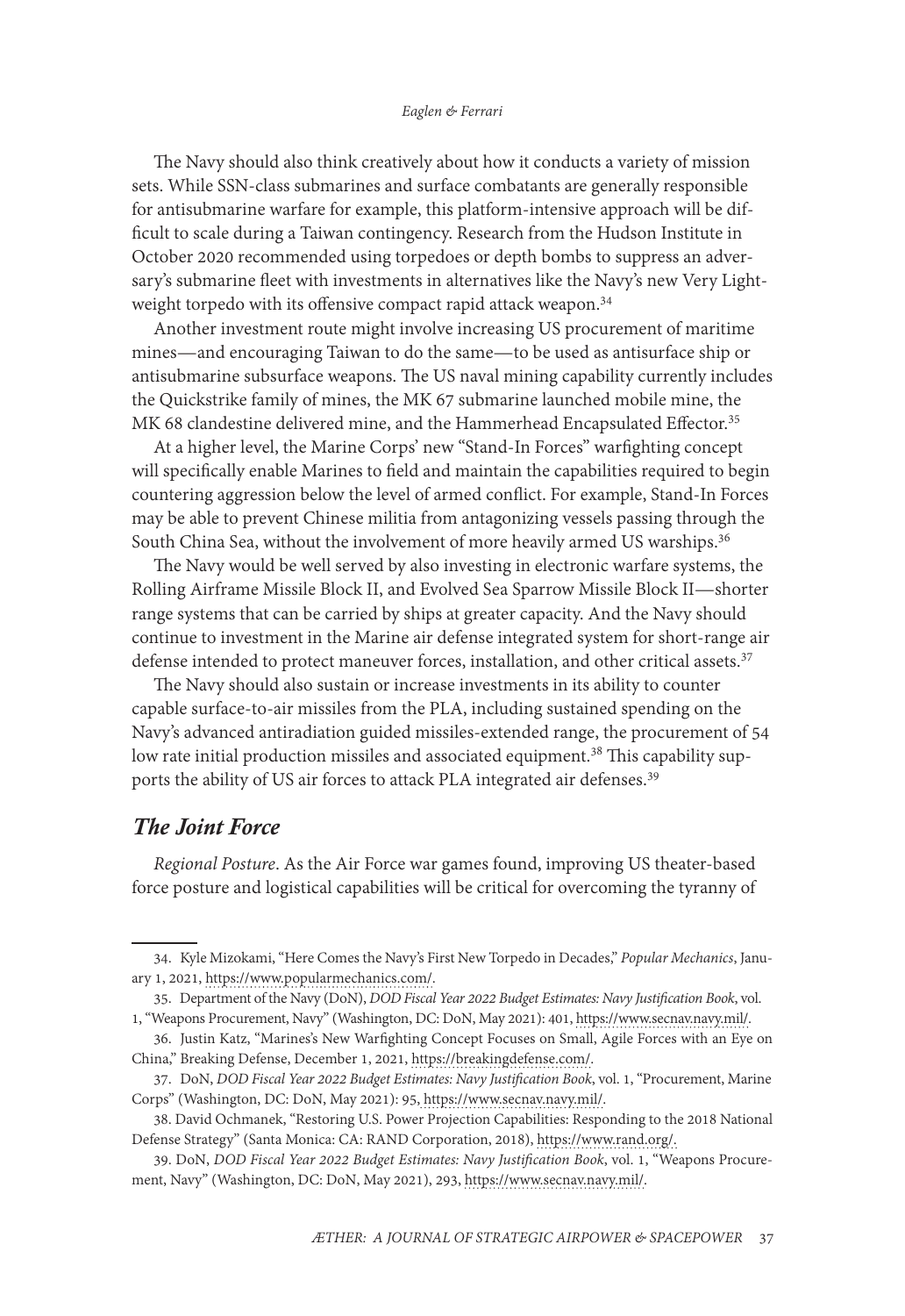The Navy should also think creatively about how it conducts a variety of mission sets. While SSN-class submarines and surface combatants are generally responsible for antisubmarine warfare for example, this platform-intensive approach will be difficult to scale during a Taiwan contingency. Research from the Hudson Institute in October 2020 recommended using torpedoes or depth bombs to suppress an adversary's submarine fleet with investments in alternatives like the Navy's new Very Lightweight torpedo with its offensive compact rapid attack weapon.[34]

Another investment route might involve increasing US procurement of maritime mines—and encouraging Taiwan to do the same—to be used as antisurface ship or antisubmarine subsurface weapons. The US naval mining capability currently includes the Quickstrike family of mines, the MK 67 submarine launched mobile mine, the MK 68 clandestine delivered mine, and the Hammerhead Encapsulated Effector.[35]

At a higher level, the Marine Corps' new "Stand-In Forces" warfighting concept will specifically enable Marines to field and maintain the capabilities required to begin countering aggression below the level of armed conflict. For example, Stand-In Forces may be able to prevent Chinese militia from antagonizing vessels passing through the South China Sea, without the involvement of more heavily armed US warships.[36]

The Navy would be well served by also investing in electronic warfare systems, the Rolling Airframe Missile Block II, and Evolved Sea Sparrow Missile Block II—shorter range systems that can be carried by ships at greater capacity. And the Navy should continue to investment in the Marine air defense integrated system for short-range air defense intended to protect maneuver forces, installation, and other critical assets.[37]

The Navy should also sustain or increase investments in its ability to counter capable surface-to-air missiles from the PLA, including sustained spending on the Navy's advanced antiradiation guided missiles-extended range, the procurement of 54 low rate initial production missiles and associated equipment.[38] This capability supports the ability of US air forces to attack PLA integrated air defenses.[39]

## *The Joint Force*

*Regional Posture*. As the Air Force war games found, improving US theater-based force posture and logistical capabilities will be critical for overcoming the tyranny of

---

34. Kyle Mizokami, "Here Comes the Navy's First New Torpedo in Decades," *Popular Mechanics*, January 1, 2021, https://www.popularmechanics.com/.

35. Department of the Navy (DoN), *DOD Fiscal Year 2022 Budget Estimates: Navy Justification Book*, vol. 1, "Weapons Procurement, Navy" (Washington, DC: DoN, May 2021): 401, https://www.secnav.navy.mil/.

36. Justin Katz, "Marines's New Warfighting Concept Focuses on Small, Agile Forces with an Eye on China," Breaking Defense, December 1, 2021, https://breakingdefense.com/.

37. DoN, *DOD Fiscal Year 2022 Budget Estimates: Navy Justification Book*, vol. 1, "Procurement, Marine Corps" (Washington, DC: DoN, May 2021): 95, https://www.secnav.navy.mil/.

38. David Ochmanek, "Restoring U.S. Power Projection Capabilities: Responding to the 2018 National Defense Strategy" (Santa Monica: CA: RAND Corporation, 2018), https://www.rand.org/.

39. DoN, *DOD Fiscal Year 2022 Budget Estimates: Navy Justification Book*, vol. 1, "Weapons Procurement, Navy" (Washington, DC: DoN, May 2021), 293, https://www.secnav.navy.mil/.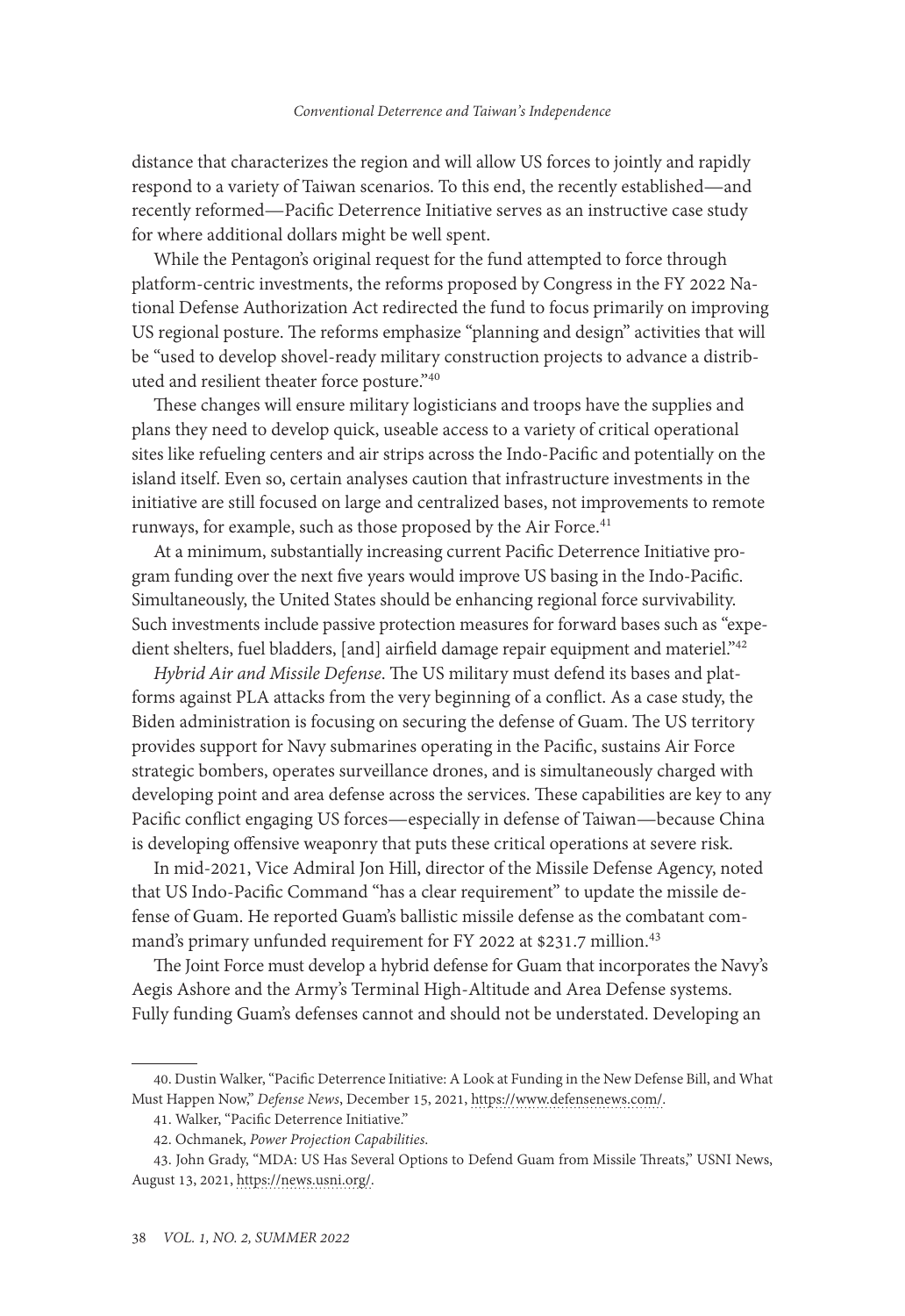distance that characterizes the region and will allow US forces to jointly and rapidly respond to a variety of Taiwan scenarios. To this end, the recently established—and recently reformed—Pacific Deterrence Initiative serves as an instructive case study for where additional dollars might be well spent.

While the Pentagon's original request for the fund attempted to force through platform-centric investments, the reforms proposed by Congress in the FY 2022 National Defense Authorization Act redirected the fund to focus primarily on improving US regional posture. The reforms emphasize "planning and design" activities that will be "used to develop shovel-ready military construction projects to advance a distributed and resilient theater force posture."[40]

These changes will ensure military logisticians and troops have the supplies and plans they need to develop quick, useable access to a variety of critical operational sites like refueling centers and air strips across the Indo-Pacific and potentially on the island itself. Even so, certain analyses caution that infrastructure investments in the initiative are still focused on large and centralized bases, not improvements to remote runways, for example, such as those proposed by the Air Force.[41]

At a minimum, substantially increasing current Pacific Deterrence Initiative program funding over the next five years would improve US basing in the Indo-Pacific. Simultaneously, the United States should be enhancing regional force survivability. Such investments include passive protection measures for forward bases such as "expedient shelters, fuel bladders, [and] airfield damage repair equipment and materiel."[42]

*Hybrid Air and Missile Defense*. The US military must defend its bases and platforms against PLA attacks from the very beginning of a conflict. As a case study, the Biden administration is focusing on securing the defense of Guam. The US territory provides support for Navy submarines operating in the Pacific, sustains Air Force strategic bombers, operates surveillance drones, and is simultaneously charged with developing point and area defense across the services. These capabilities are key to any Pacific conflict engaging US forces—especially in defense of Taiwan—because China is developing offensive weaponry that puts these critical operations at severe risk.

In mid-2021, Vice Admiral Jon Hill, director of the Missile Defense Agency, noted that US Indo-Pacific Command "has a clear requirement" to update the missile defense of Guam. He reported Guam's ballistic missile defense as the combatant command's primary unfunded requirement for FY 2022 at $231.7 million.[43]

The Joint Force must develop a hybrid defense for Guam that incorporates the Navy's Aegis Ashore and the Army's Terminal High-Altitude and Area Defense systems. Fully funding Guam's defenses cannot and should not be understated. Developing an

40. Dustin Walker, "Pacific Deterrence Initiative: A Look at Funding in the New Defense Bill, and What Must Happen Now," *Defense News*, December 15, 2021, https://www.defensenews.com/.

41. Walker, "Pacific Deterrence Initiative."

42. Ochmanek, *Power Projection Capabilities*.

43. John Grady, "MDA: US Has Several Options to Defend Guam from Missile Threats," USNI News, August 13, 2021, https://news.usni.org/.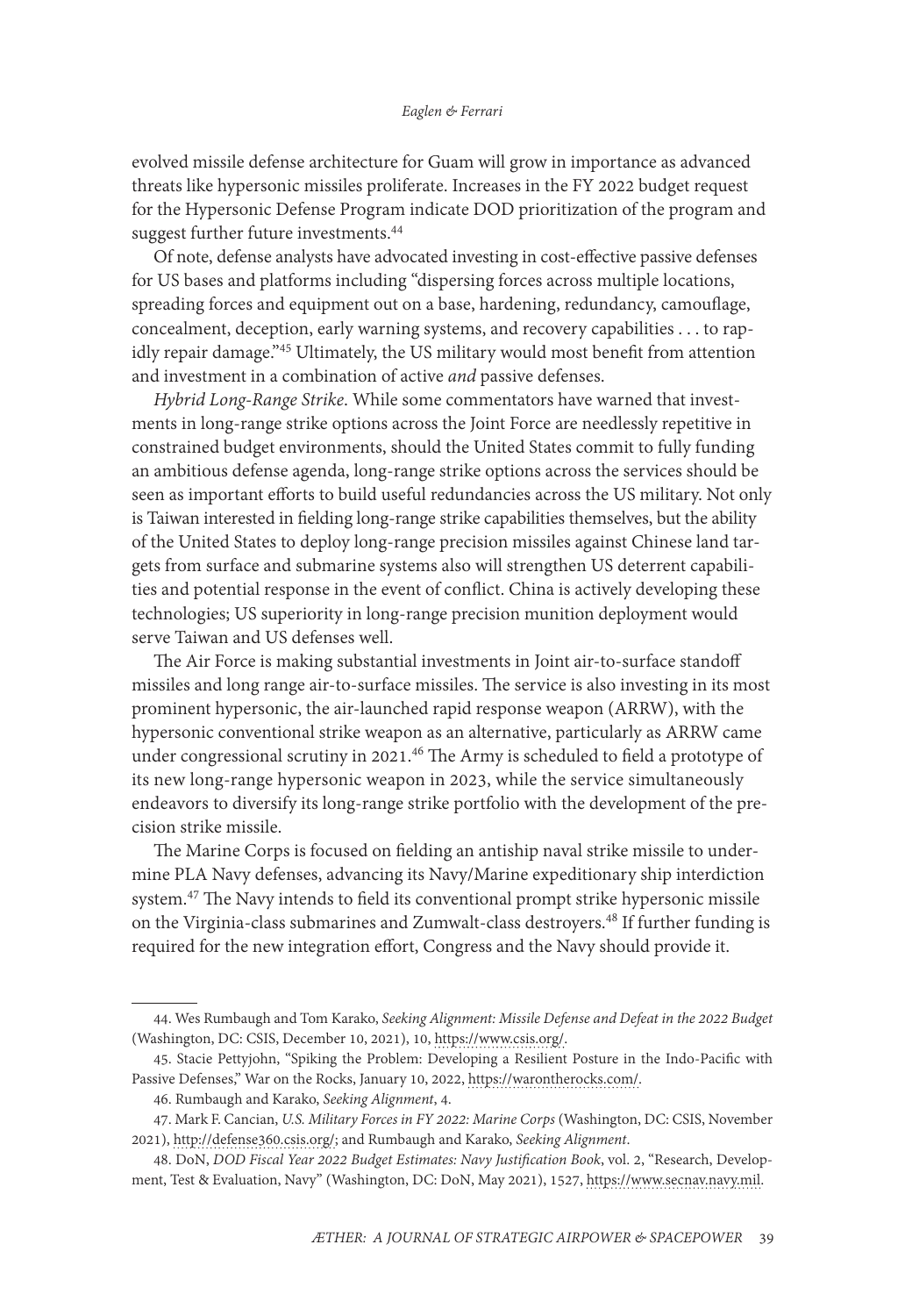evolved missile defense architecture for Guam will grow in importance as advanced threats like hypersonic missiles proliferate. Increases in the FY 2022 budget request for the Hypersonic Defense Program indicate DOD prioritization of the program and suggest further future investments.[44]

Of note, defense analysts have advocated investing in cost-effective passive defenses for US bases and platforms including "dispersing forces across multiple locations, spreading forces and equipment out on a base, hardening, redundancy, camouflage, concealment, deception, early warning systems, and recovery capabilities . . . to rapidly repair damage."[45] Ultimately, the US military would most benefit from attention and investment in a combination of active *and* passive defenses.

*Hybrid Long-Range Strike*. While some commentators have warned that investments in long-range strike options across the Joint Force are needlessly repetitive in constrained budget environments, should the United States commit to fully funding an ambitious defense agenda, long-range strike options across the services should be seen as important efforts to build useful redundancies across the US military. Not only is Taiwan interested in fielding long-range strike capabilities themselves, but the ability of the United States to deploy long-range precision missiles against Chinese land targets from surface and submarine systems also will strengthen US deterrent capabilities and potential response in the event of conflict. China is actively developing these technologies; US superiority in long-range precision munition deployment would serve Taiwan and US defenses well.

The Air Force is making substantial investments in Joint air-to-surface standoff missiles and long range air-to-surface missiles. The service is also investing in its most prominent hypersonic, the air-launched rapid response weapon (ARRW), with the hypersonic conventional strike weapon as an alternative, particularly as ARRW came under congressional scrutiny in 2021.[46] The Army is scheduled to field a prototype of its new long-range hypersonic weapon in 2023, while the service simultaneously endeavors to diversify its long-range strike portfolio with the development of the precision strike missile.

The Marine Corps is focused on fielding an antiship naval strike missile to undermine PLA Navy defenses, advancing its Navy/Marine expeditionary ship interdiction system.[47] The Navy intends to field its conventional prompt strike hypersonic missile on the Virginia-class submarines and Zumwalt-class destroyers.[48] If further funding is required for the new integration effort, Congress and the Navy should provide it.

---

44. Wes Rumbaugh and Tom Karako, *Seeking Alignment: Missile Defense and Defeat in the 2022 Budget* (Washington, DC: CSIS, December 10, 2021), 10, https://www.csis.org/.

45. Stacie Pettyjohn, "Spiking the Problem: Developing a Resilient Posture in the Indo-Pacific with Passive Defenses," War on the Rocks, January 10, 2022, https://warontherocks.com/.

46. Rumbaugh and Karako, *Seeking Alignment*, 4.

47. Mark F. Cancian, *U.S. Military Forces in FY 2022: Marine Corps* (Washington, DC: CSIS, November 2021), http://defense360.csis.org/; and Rumbaugh and Karako, *Seeking Alignment*.

48. DoN, *DOD Fiscal Year 2022 Budget Estimates: Navy Justification Book*, vol. 2, "Research, Development, Test & Evaluation, Navy" (Washington, DC: DoN, May 2021), 1527, https://www.secnav.navy.mil.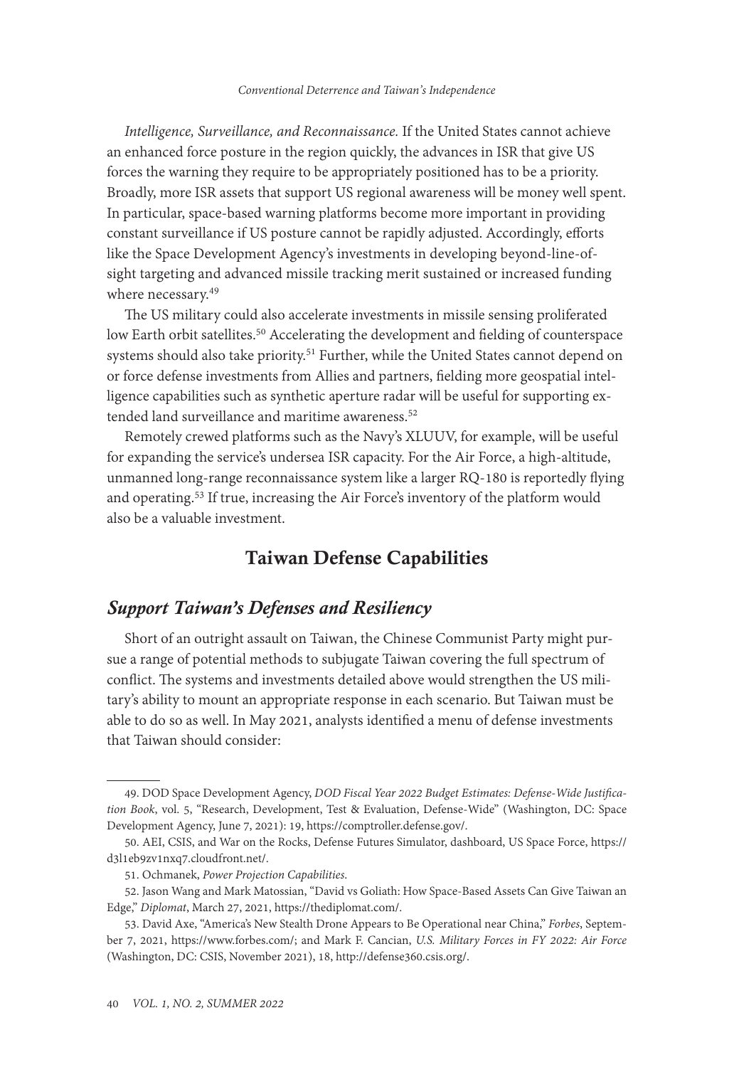*Intelligence, Surveillance, and Reconnaissance.* If the United States cannot achieve an enhanced force posture in the region quickly, the advances in ISR that give US forces the warning they require to be appropriately positioned has to be a priority. Broadly, more ISR assets that support US regional awareness will be money well spent. In particular, space-based warning platforms become more important in providing constant surveillance if US posture cannot be rapidly adjusted. Accordingly, efforts like the Space Development Agency's investments in developing beyond-line-of-sight targeting and advanced missile tracking merit sustained or increased funding where necessary.[49]

The US military could also accelerate investments in missile sensing proliferated low Earth orbit satellites.[50] Accelerating the development and fielding of counterspace systems should also take priority.[51] Further, while the United States cannot depend on or force defense investments from Allies and partners, fielding more geospatial intelligence capabilities such as synthetic aperture radar will be useful for supporting extended land surveillance and maritime awareness.[52]

Remotely crewed platforms such as the Navy's XLUUV, for example, will be useful for expanding the service's undersea ISR capacity. For the Air Force, a high-altitude, unmanned long-range reconnaissance system like a larger RQ-180 is reportedly flying and operating.[53] If true, increasing the Air Force's inventory of the platform would also be a valuable investment.

## Taiwan Defense Capabilities

### *Support Taiwan's Defenses and Resiliency*

Short of an outright assault on Taiwan, the Chinese Communist Party might pursue a range of potential methods to subjugate Taiwan covering the full spectrum of conflict. The systems and investments detailed above would strengthen the US military's ability to mount an appropriate response in each scenario. But Taiwan must be able to do so as well. In May 2021, analysts identified a menu of defense investments that Taiwan should consider:

---

49. DOD Space Development Agency, *DOD Fiscal Year 2022 Budget Estimates: Defense-Wide Justification Book*, vol. 5, "Research, Development, Test & Evaluation, Defense-Wide" (Washington, DC: Space Development Agency, June 7, 2021): 19, https://comptroller.defense.gov/.

50. AEI, CSIS, and War on the Rocks, Defense Futures Simulator, dashboard, US Space Force, https://d3l1eb9zv1nxq7.cloudfront.net/.

51. Ochmanek, *Power Projection Capabilities*.

52. Jason Wang and Mark Matossian, "David vs Goliath: How Space-Based Assets Can Give Taiwan an Edge," *Diplomat*, March 27, 2021, https://thediplomat.com/.

53. David Axe, "America's New Stealth Drone Appears to Be Operational near China," *Forbes*, September 7, 2021, https://www.forbes.com/; and Mark F. Cancian, *U.S. Military Forces in FY 2022: Air Force* (Washington, DC: CSIS, November 2021), 18, http://defense360.csis.org/.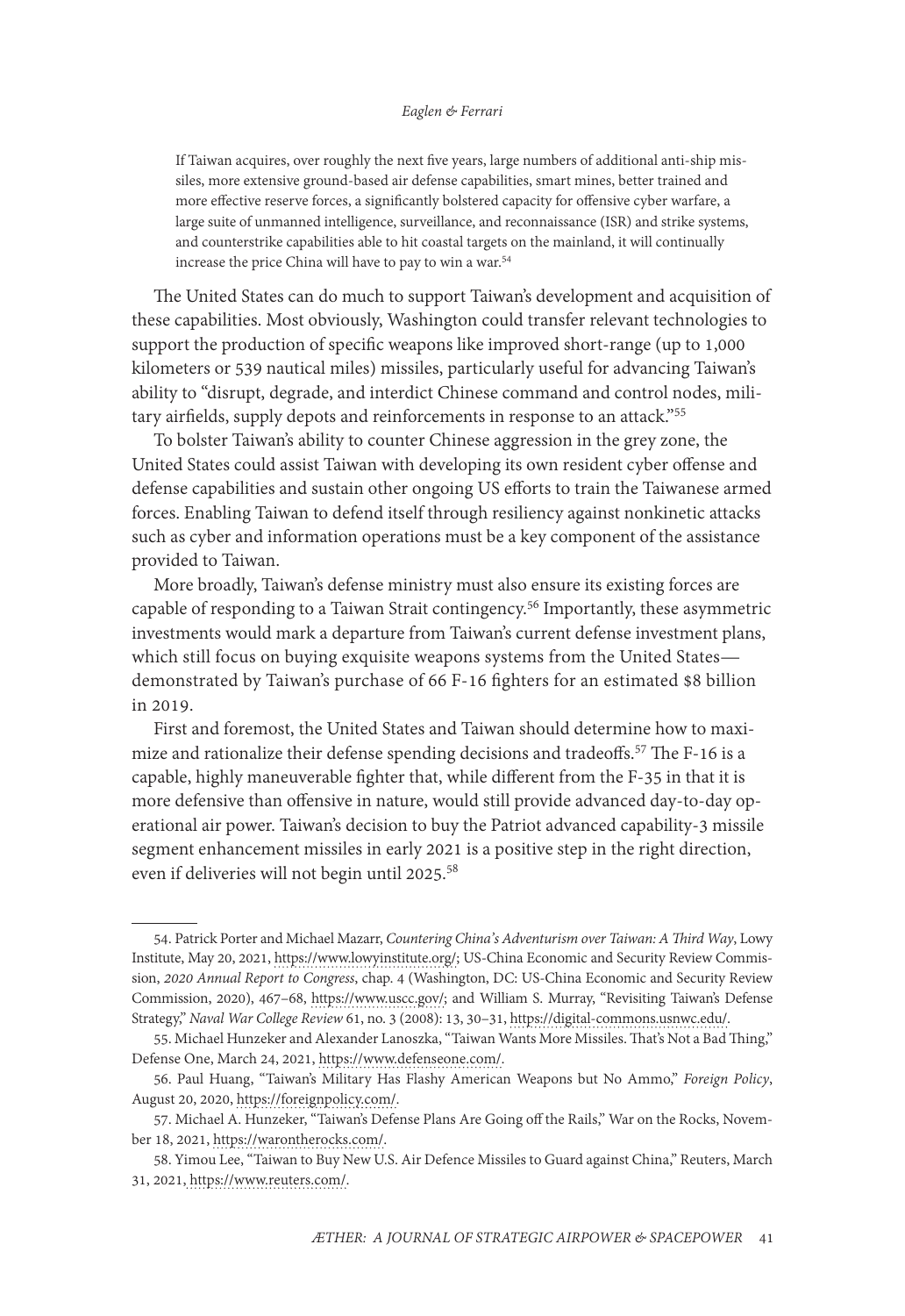> If Taiwan acquires, over roughly the next five years, large numbers of additional anti-ship missiles, more extensive ground-based air defense capabilities, smart mines, better trained and more effective reserve forces, a significantly bolstered capacity for offensive cyber warfare, a large suite of unmanned intelligence, surveillance, and reconnaissance (ISR) and strike systems, and counterstrike capabilities able to hit coastal targets on the mainland, it will continually increase the price China will have to pay to win a war.[54]

The United States can do much to support Taiwan's development and acquisition of these capabilities. Most obviously, Washington could transfer relevant technologies to support the production of specific weapons like improved short-range (up to 1,000 kilometers or 539 nautical miles) missiles, particularly useful for advancing Taiwan's ability to "disrupt, degrade, and interdict Chinese command and control nodes, military airfields, supply depots and reinforcements in response to an attack."[55]

To bolster Taiwan's ability to counter Chinese aggression in the grey zone, the United States could assist Taiwan with developing its own resident cyber offense and defense capabilities and sustain other ongoing US efforts to train the Taiwanese armed forces. Enabling Taiwan to defend itself through resiliency against nonkinetic attacks such as cyber and information operations must be a key component of the assistance provided to Taiwan.

More broadly, Taiwan's defense ministry must also ensure its existing forces are capable of responding to a Taiwan Strait contingency.[56] Importantly, these asymmetric investments would mark a departure from Taiwan's current defense investment plans, which still focus on buying exquisite weapons systems from the United States—demonstrated by Taiwan's purchase of 66 F-16 fighters for an estimated $8 billion in 2019.

First and foremost, the United States and Taiwan should determine how to maximize and rationalize their defense spending decisions and tradeoffs.[57] The F-16 is a capable, highly maneuverable fighter that, while different from the F-35 in that it is more defensive than offensive in nature, would still provide advanced day-to-day operational air power. Taiwan's decision to buy the Patriot advanced capability-3 missile segment enhancement missiles in early 2021 is a positive step in the right direction, even if deliveries will not begin until 2025.[58]

---

54. Patrick Porter and Michael Mazarr, *Countering China's Adventurism over Taiwan: A Third Way*, Lowy Institute, May 20, 2021, https://www.lowyinstitute.org/; US-China Economic and Security Review Commission, *2020 Annual Report to Congress*, chap. 4 (Washington, DC: US-China Economic and Security Review Commission, 2020), 467–68, https://www.uscc.gov/; and William S. Murray, "Revisiting Taiwan's Defense Strategy," *Naval War College Review* 61, no. 3 (2008): 13, 30–31, https://digital-commons.usnwc.edu/.

55. Michael Hunzeker and Alexander Lanoszka, "Taiwan Wants More Missiles. That's Not a Bad Thing," Defense One, March 24, 2021, https://www.defenseone.com/.

56. Paul Huang, "Taiwan's Military Has Flashy American Weapons but No Ammo," *Foreign Policy*, August 20, 2020, https://foreignpolicy.com/.

57. Michael A. Hunzeker, "Taiwan's Defense Plans Are Going off the Rails," War on the Rocks, November 18, 2021, https://warontherocks.com/.

58. Yimou Lee, "Taiwan to Buy New U.S. Air Defence Missiles to Guard against China," Reuters, March 31, 2021, https://www.reuters.com/.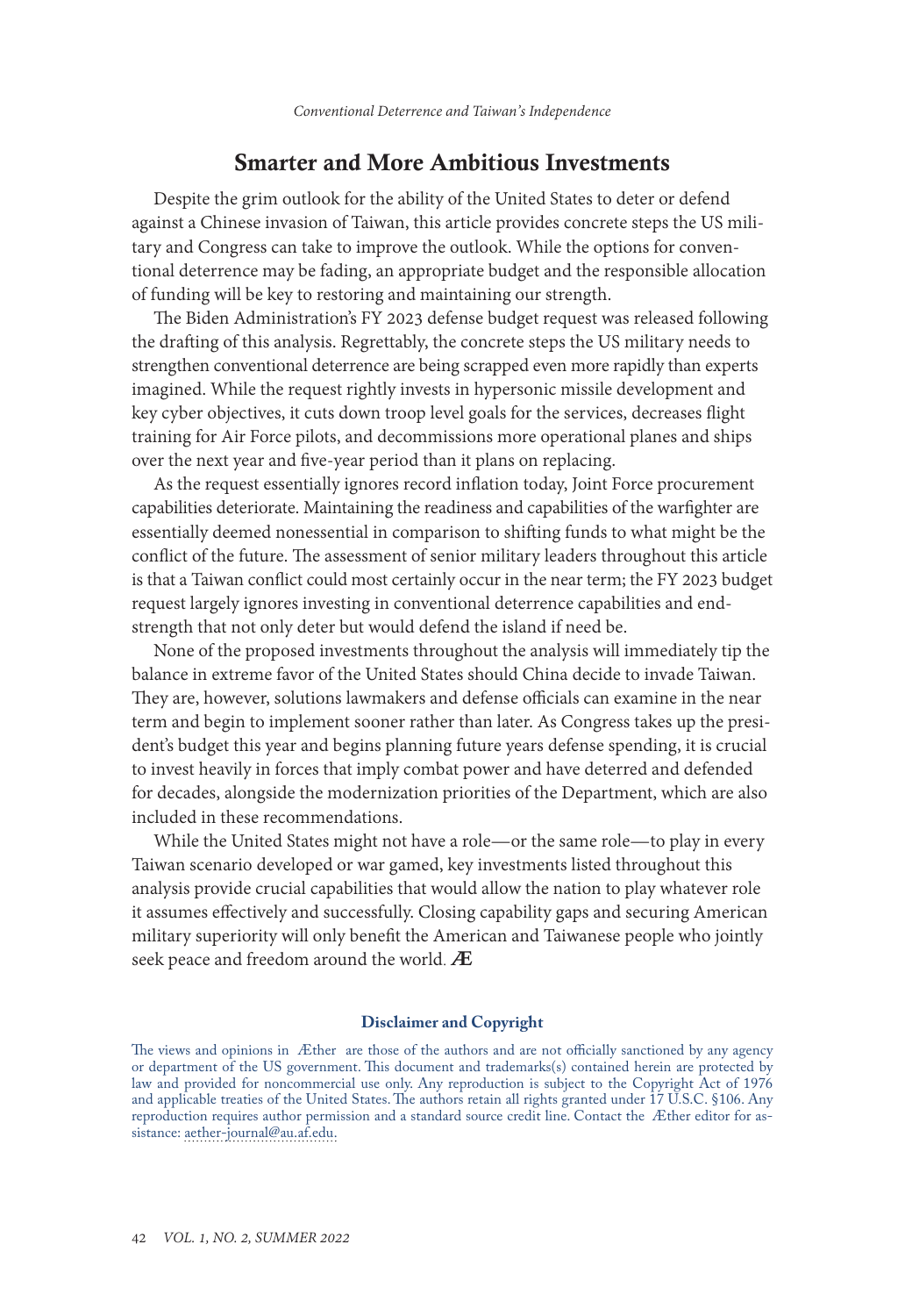## Smarter and More Ambitious Investments

Despite the grim outlook for the ability of the United States to deter or defend against a Chinese invasion of Taiwan, this article provides concrete steps the US military and Congress can take to improve the outlook. While the options for conventional deterrence may be fading, an appropriate budget and the responsible allocation of funding will be key to restoring and maintaining our strength.

The Biden Administration's FY 2023 defense budget request was released following the drafting of this analysis. Regrettably, the concrete steps the US military needs to strengthen conventional deterrence are being scrapped even more rapidly than experts imagined. While the request rightly invests in hypersonic missile development and key cyber objectives, it cuts down troop level goals for the services, decreases flight training for Air Force pilots, and decommissions more operational planes and ships over the next year and five-year period than it plans on replacing.

As the request essentially ignores record inflation today, Joint Force procurement capabilities deteriorate. Maintaining the readiness and capabilities of the warfighter are essentially deemed nonessential in comparison to shifting funds to what might be the conflict of the future. The assessment of senior military leaders throughout this article is that a Taiwan conflict could most certainly occur in the near term; the FY 2023 budget request largely ignores investing in conventional deterrence capabilities and end-strength that not only deter but would defend the island if need be.

None of the proposed investments throughout the analysis will immediately tip the balance in extreme favor of the United States should China decide to invade Taiwan. They are, however, solutions lawmakers and defense officials can examine in the near term and begin to implement sooner rather than later. As Congress takes up the president's budget this year and begins planning future years defense spending, it is crucial to invest heavily in forces that imply combat power and have deterred and defended for decades, alongside the modernization priorities of the Department, which are also included in these recommendations.

While the United States might not have a role—or the same role—to play in every Taiwan scenario developed or war gamed, key investments listed throughout this analysis provide crucial capabilities that would allow the nation to play whatever role it assumes effectively and successfully. Closing capability gaps and securing American military superiority will only benefit the American and Taiwanese people who jointly seek peace and freedom around the world. **Æ**

**Disclaimer and Copyright**

The views and opinions in Æther are those of the authors and are not officially sanctioned by any agency or department of the US government. This document and trademarks(s) contained herein are protected by law and provided for noncommercial use only. Any reproduction is subject to the Copyright Act of 1976 and applicable treaties of the United States. The authors retain all rights granted under 17 U.S.C. §106. Any reproduction requires author permission and a standard source credit line. Contact the Æther editor for assistance: aether-journal@au.af.edu.